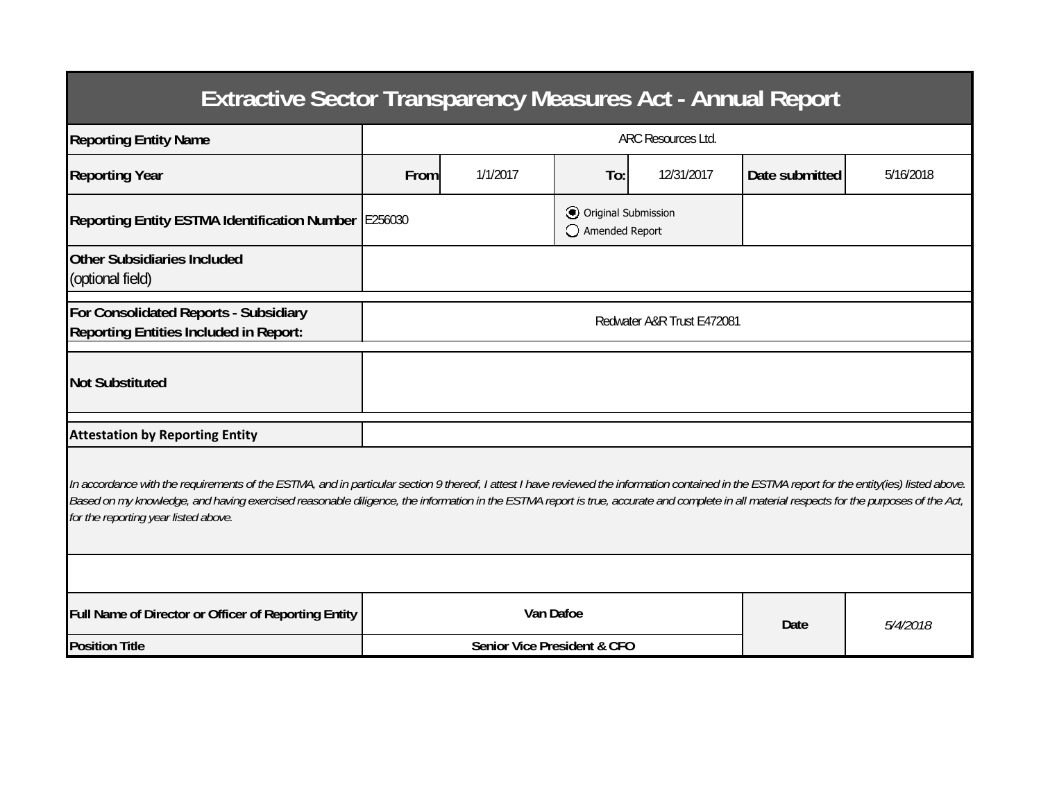# Extractive Sector Transparency Measures Act - Annual Report

| | | | | | | |
|---|---|---|---|---|---|---|
| **Reporting Entity Name** | ARC Resources Ltd. | | | | | |
| **Reporting Year** | **From** | 1/1/2017 | **To:** | 12/31/2017 | **Date submitted** | 5/16/2018 |
| **Reporting Entity ESTMA Identification Number** | E256030 | | ◉ Original Submission ◯ Amended Report | | | |
| **Other Subsidiaries Included** (optional field) | | | | | | |
| **For Consolidated Reports - Subsidiary Reporting Entities Included in Report:** | Redwater A&R Trust E472081 | | | | | |
| **Not Substituted** | | | | | | |
| **Attestation by Reporting Entity** | | | | | | |

*In accordance with the requirements of the ESTMA, and in particular section 9 thereof, I attest I have reviewed the information contained in the ESTMA report for the entity(ies) listed above. Based on my knowledge, and having exercised reasonable diligence, the information in the ESTMA report is true, accurate and complete in all material respects for the purposes of the Act, for the reporting year listed above.*

| | | | |
|---|---|---|---|
| **Full Name of Director or Officer of Reporting Entity** | **Van Dafoe** | **Date** | *5/4/2018* |
| **Position Title** | **Senior Vice President & CFO** | | |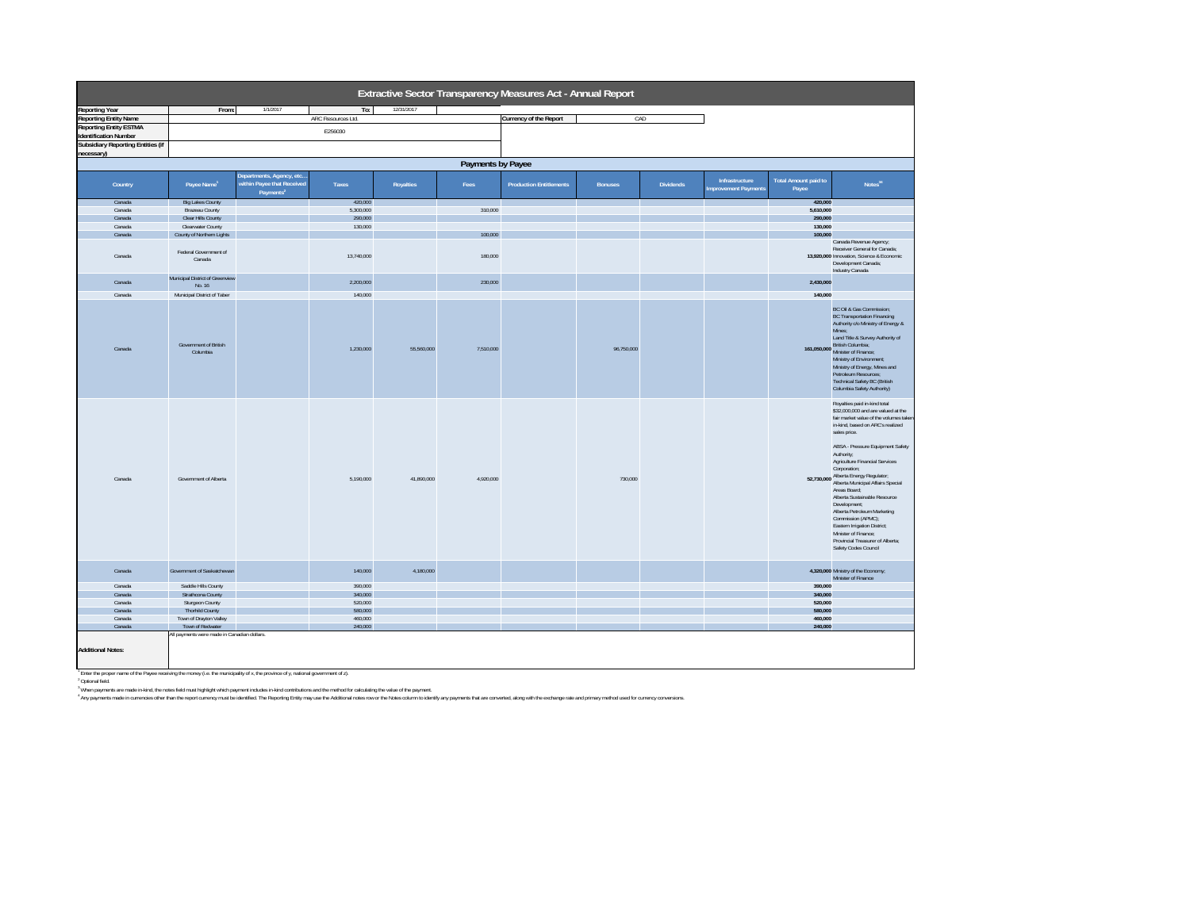# Extractive Sector Transparency Measures Act - Annual Report

| | | | | | |
|---|---|---|---|---|---|
| Reporting Year | From: | 1/1/2017 | To: | 12/31/2017 | |
| Reporting Entity Name | ARC Resources Ltd. | | | Currency of the Report | CAD |
| Reporting Entity ESTMA Identification Number | E256030 | | | | |
| Subsidiary Reporting Entities (if necessary) | | | | | |

## Payments by Payee

| Country | Payee Name[1] | Departments, Agency, etc… within Payee that Received Payments[2] | Taxes | Royalties | Fees | Production Entitlements | Bonuses | Dividends | Infrastructure Improvement Payments | Total Amount paid to Payee | Notes[34] |
|---|---|---|---|---|---|---|---|---|---|---|---|
| Canada | Big Lakes County | | 420,000 | | | | | | | 420,000 | |
| Canada | Brazeau County | | 5,300,000 | | 310,000 | | | | | 5,610,000 | |
| Canada | Clear Hills County | | 290,000 | | | | | | | 290,000 | |
| Canada | Clearwater County | | 130,000 | | | | | | | 130,000 | |
| Canada | County of Northern Lights | | | | 100,000 | | | | | 100,000 | |
| Canada | Federal Government of Canada | | 13,740,000 | | 180,000 | | | | | 13,920,000 | Canada Revenue Agency; Receiver General for Canada; Innovation, Science & Economic Development Canada; Industry Canada |
| Canada | Municipal District of Greenview No. 16 | | 2,200,000 | | 230,000 | | | | | 2,430,000 | |
| Canada | Municipal District of Taber | | 140,000 | | | | | | | 140,000 | |
| Canada | Government of British Columbia | | 1,230,000 | 55,560,000 | 7,510,000 | | 96,750,000 | | | 161,050,000 | BC Oil & Gas Commission; BC Transportation Financing Authority c/o Ministry of Energy & Mines; Land Title & Survey Authority of British Columbia; Minister of Finance; Ministry of Environment; Ministry of Energy, Mines and Petroleum Resources; Technical Safety BC (British Columbia Safety Authority) |
| Canada | Government of Alberta | | 5,190,000 | 41,890,000 | 4,920,000 | | 730,000 | | | 52,730,000 | Royalties paid in-kind total $32,000,000 and are valued at the fair market value of the volumes taken in-kind, based on ARC's realized sales price. ABSA - Pressure Equipment Safety Authority; Agriculture Financial Services Corporation; Alberta Energy Regulator; Alberta Municipal Affairs Special Areas Board; Alberta Sustainable Resource Development; Alberta Petroleum Marketing Commission (APMC); Eastern Irrigation District; Minister of Finance; Provincial Treasurer of Alberta; Safety Codes Council |
| Canada | Government of Saskatchewan | | 140,000 | 4,180,000 | | | | | | 4,320,000 | Ministry of the Economy; Minister of Finance |
| Canada | Saddle Hills County | | 390,000 | | | | | | | 390,000 | |
| Canada | Strathcona County | | 340,000 | | | | | | | 340,000 | |
| Canada | Sturgeon County | | 520,000 | | | | | | | 520,000 | |
| Canada | Thorhild County | | 580,000 | | | | | | | 580,000 | |
| Canada | Town of Drayton Valley | | 460,000 | | | | | | | 460,000 | |
| Canada | Town of Redwater | | 240,000 | | | | | | | 240,000 | |

**Additional Notes:** All payments were made in Canadian dollars.

[1] Enter the proper name of the Payee receiving the money (i.e. the municipality of x, the province of y, national government of z).

[2] Optional field.

[3] When payments are made in-kind, the notes field must highlight which payment includes in-kind contributions and the method for calculating the value of the payment.

[4] Any payments made in currencies other than the report currency must be identified. The Reporting Entity may use the Additional notes row or the Notes column to identify any payments that are converted, along with the exchange rate and primary method used for currency conversions.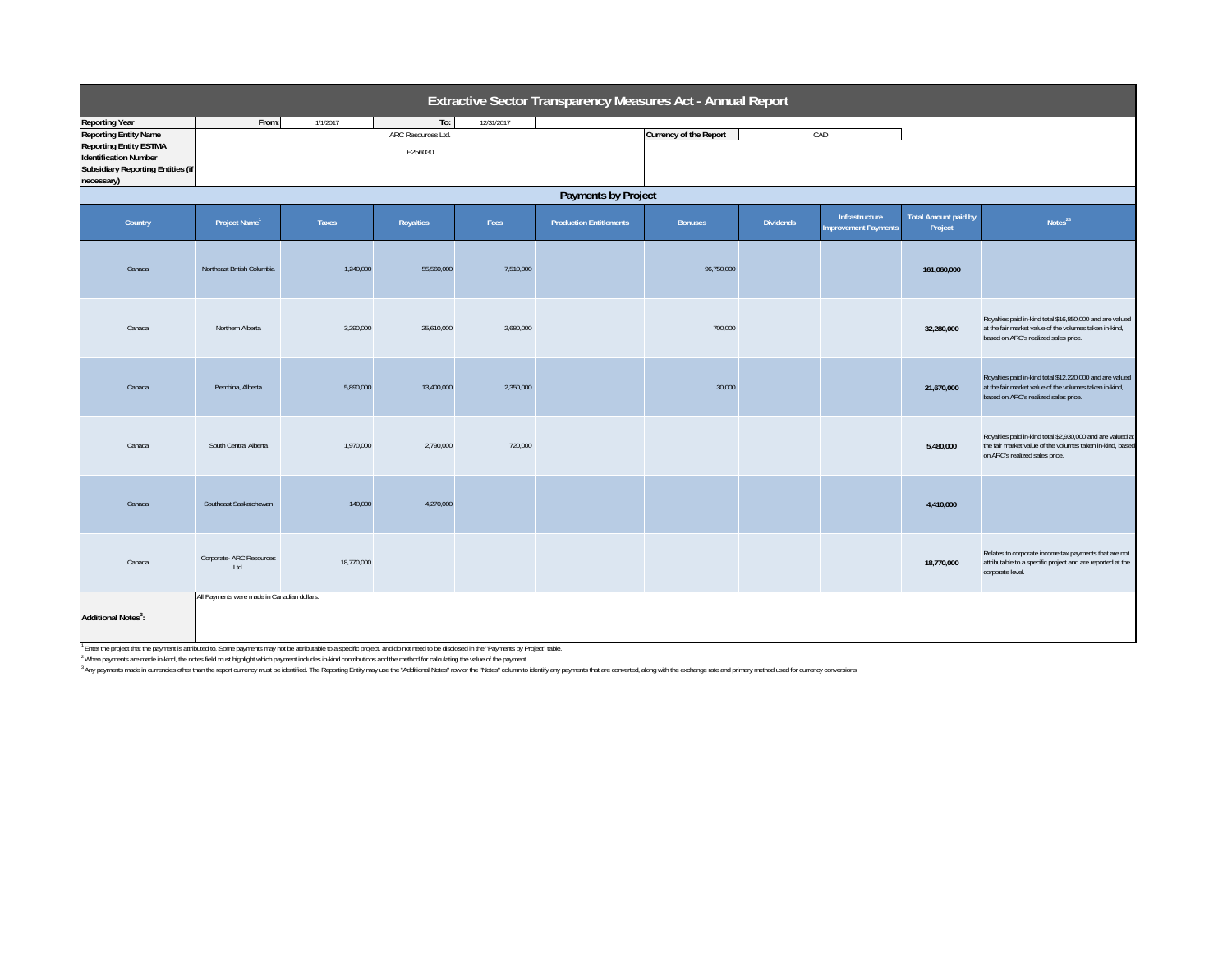# Extractive Sector Transparency Measures Act - Annual Report

| | | | | | |
|---|---|---|---|---|---|
| **Reporting Year** | **From:** | 1/1/2017 | **To:** | 12/31/2017 | |
| **Reporting Entity Name** | ARC Resources Ltd. | | | **Currency of the Report** | CAD |
| **Reporting Entity ESTMA Identification Number** | E256030 | | | | |
| **Subsidiary Reporting Entities (if necessary)** | | | | | |

## Payments by Project

| Country | Project Name[1] | Taxes | Royalties | Fees | Production Entitlements | Bonuses | Dividends | Infrastructure Improvement Payments | Total Amount paid by Project | Notes[23] |
|---|---|---|---|---|---|---|---|---|---|---|
| Canada | Northeast British Columbia | 1,240,000 | 55,560,000 | 7,510,000 | | 96,750,000 | | | **161,060,000** | |
| Canada | Northern Alberta | 3,290,000 | 25,610,000 | 2,680,000 | | 700,000 | | | **32,280,000** | Royalties paid in-kind total $16,850,000 and are valued at the fair market value of the volumes taken in-kind, based on ARC's realized sales price. |
| Canada | Pembina, Alberta | 5,890,000 | 13,400,000 | 2,350,000 | | 30,000 | | | **21,670,000** | Royalties paid in-kind total $12,220,000 and are valued at the fair market value of the volumes taken in-kind, based on ARC's realized sales price. |
| Canada | South Central Alberta | 1,970,000 | 2,790,000 | 720,000 | | | | | **5,480,000** | Royalties paid in-kind total $2,930,000 and are valued at the fair market value of the volumes taken in-kind, based on ARC's realized sales price. |
| Canada | Southeast Saskatchewan | 140,000 | 4,270,000 | | | | | | **4,410,000** | |
| Canada | Corporate- ARC Resources Ltd. | 18,770,000 | | | | | | | **18,770,000** | Relates to corporate income tax payments that are not attributable to a specific project and are reported at the corporate level. |

**Additional Notes[3]:** All Payments were made in Canadian dollars.

[1] Enter the project that the payment is attributed to. Some payments may not be attributable to a specific project, and do not need to be disclosed in the "Payments by Project" table.

[2] When payments are made in-kind, the notes field must highlight which payment includes in-kind contributions and the method for calculating the value of the payment.

[3] Any payments made in currencies other than the report currency must be identified. The Reporting Entity may use the "Additional Notes" row or the "Notes" column to identify any payments that are converted, along with the exchange rate and primary method used for currency conversions.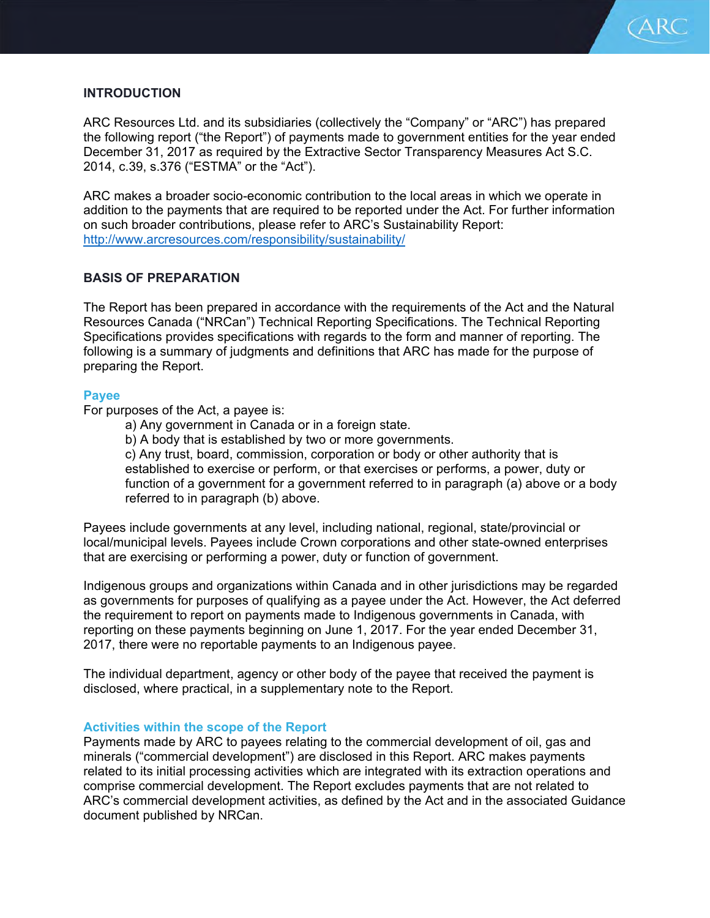## INTRODUCTION

ARC Resources Ltd. and its subsidiaries (collectively the "Company" or "ARC") has prepared the following report ("the Report") of payments made to government entities for the year ended December 31, 2017 as required by the Extractive Sector Transparency Measures Act S.C. 2014, c.39, s.376 ("ESTMA" or the "Act").

ARC makes a broader socio-economic contribution to the local areas in which we operate in addition to the payments that are required to be reported under the Act. For further information on such broader contributions, please refer to ARC's Sustainability Report: http://www.arcresources.com/responsibility/sustainability/

## BASIS OF PREPARATION

The Report has been prepared in accordance with the requirements of the Act and the Natural Resources Canada ("NRCan") Technical Reporting Specifications. The Technical Reporting Specifications provides specifications with regards to the form and manner of reporting. The following is a summary of judgments and definitions that ARC has made for the purpose of preparing the Report.

### Payee

For purposes of the Act, a payee is:

a) Any government in Canada or in a foreign state.
b) A body that is established by two or more governments.
c) Any trust, board, commission, corporation or body or other authority that is established to exercise or perform, or that exercises or performs, a power, duty or function of a government for a government referred to in paragraph (a) above or a body referred to in paragraph (b) above.

Payees include governments at any level, including national, regional, state/provincial or local/municipal levels. Payees include Crown corporations and other state-owned enterprises that are exercising or performing a power, duty or function of government.

Indigenous groups and organizations within Canada and in other jurisdictions may be regarded as governments for purposes of qualifying as a payee under the Act. However, the Act deferred the requirement to report on payments made to Indigenous governments in Canada, with reporting on these payments beginning on June 1, 2017. For the year ended December 31, 2017, there were no reportable payments to an Indigenous payee.

The individual department, agency or other body of the payee that received the payment is disclosed, where practical, in a supplementary note to the Report.

### Activities within the scope of the Report

Payments made by ARC to payees relating to the commercial development of oil, gas and minerals ("commercial development") are disclosed in this Report. ARC makes payments related to its initial processing activities which are integrated with its extraction operations and comprise commercial development. The Report excludes payments that are not related to ARC's commercial development activities, as defined by the Act and in the associated Guidance document published by NRCan.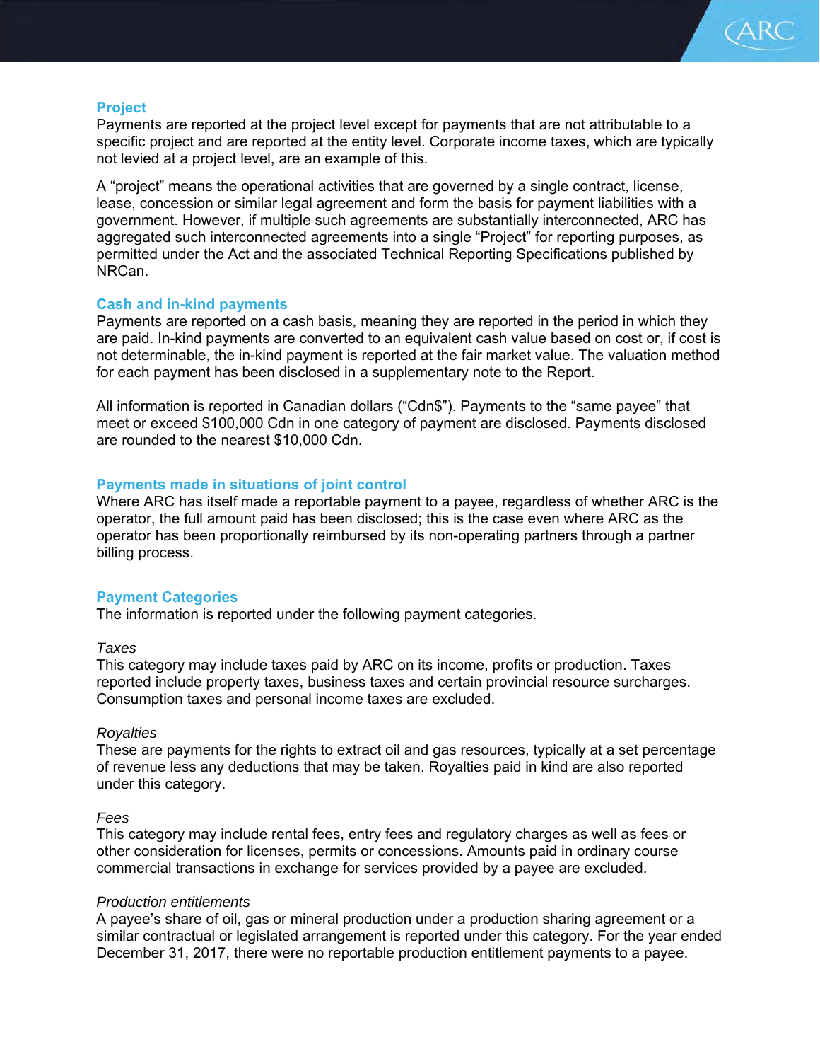## Project

Payments are reported at the project level except for payments that are not attributable to a specific project and are reported at the entity level. Corporate income taxes, which are typically not levied at a project level, are an example of this.

A "project" means the operational activities that are governed by a single contract, license, lease, concession or similar legal agreement and form the basis for payment liabilities with a government. However, if multiple such agreements are substantially interconnected, ARC has aggregated such interconnected agreements into a single "Project" for reporting purposes, as permitted under the Act and the associated Technical Reporting Specifications published by NRCan.

## Cash and in-kind payments

Payments are reported on a cash basis, meaning they are reported in the period in which they are paid. In-kind payments are converted to an equivalent cash value based on cost or, if cost is not determinable, the in-kind payment is reported at the fair market value. The valuation method for each payment has been disclosed in a supplementary note to the Report.

All information is reported in Canadian dollars ("Cdn$"). Payments to the "same payee" that meet or exceed $100,000 Cdn in one category of payment are disclosed. Payments disclosed are rounded to the nearest $10,000 Cdn.

## Payments made in situations of joint control

Where ARC has itself made a reportable payment to a payee, regardless of whether ARC is the operator, the full amount paid has been disclosed; this is the case even where ARC as the operator has been proportionally reimbursed by its non-operating partners through a partner billing process.

## Payment Categories

The information is reported under the following payment categories.

*Taxes*

This category may include taxes paid by ARC on its income, profits or production. Taxes reported include property taxes, business taxes and certain provincial resource surcharges. Consumption taxes and personal income taxes are excluded.

*Royalties*

These are payments for the rights to extract oil and gas resources, typically at a set percentage of revenue less any deductions that may be taken. Royalties paid in kind are also reported under this category.

*Fees*

This category may include rental fees, entry fees and regulatory charges as well as fees or other consideration for licenses, permits or concessions. Amounts paid in ordinary course commercial transactions in exchange for services provided by a payee are excluded.

*Production entitlements*

A payee's share of oil, gas or mineral production under a production sharing agreement or a similar contractual or legislated arrangement is reported under this category. For the year ended December 31, 2017, there were no reportable production entitlement payments to a payee.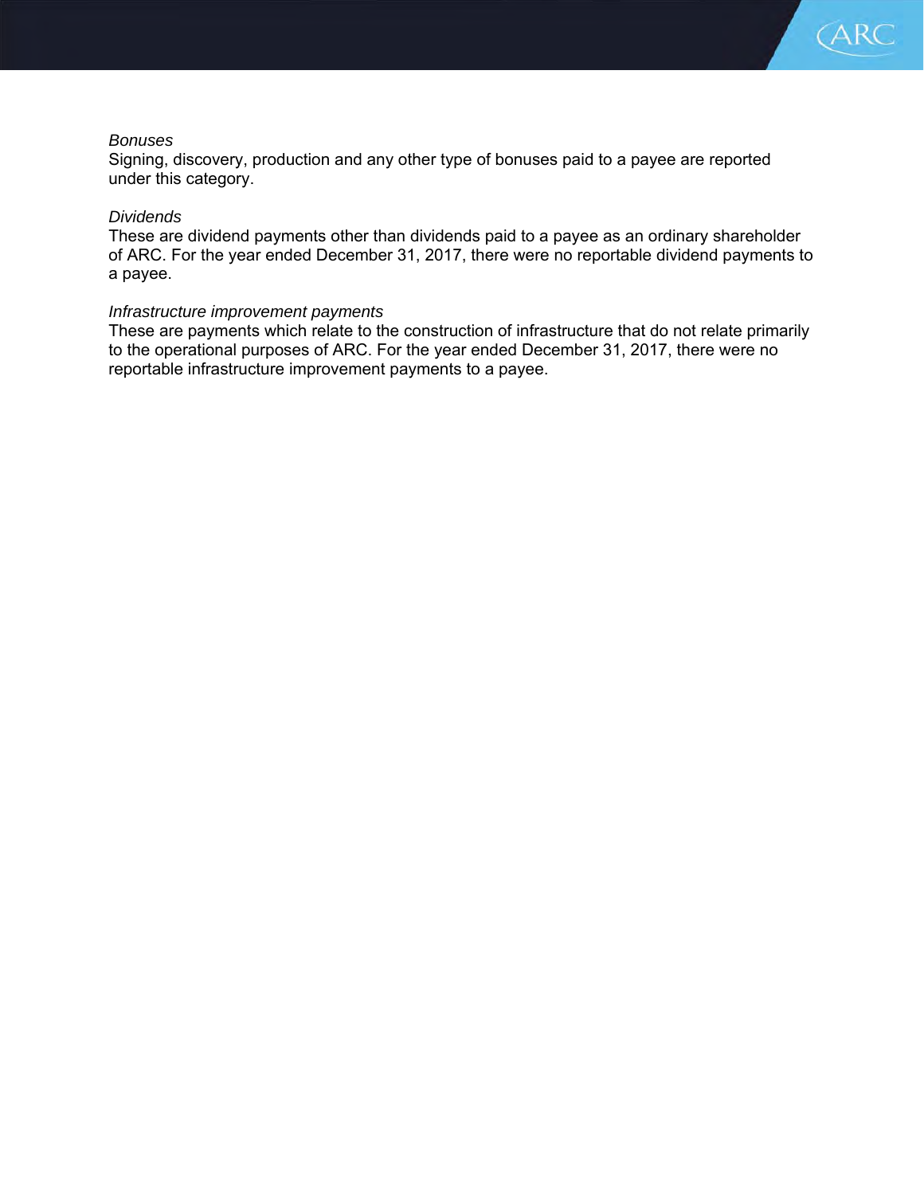*Bonuses*
Signing, discovery, production and any other type of bonuses paid to a payee are reported under this category.

*Dividends*
These are dividend payments other than dividends paid to a payee as an ordinary shareholder of ARC. For the year ended December 31, 2017, there were no reportable dividend payments to a payee.

*Infrastructure improvement payments*
These are payments which relate to the construction of infrastructure that do not relate primarily to the operational purposes of ARC. For the year ended December 31, 2017, there were no reportable infrastructure improvement payments to a payee.